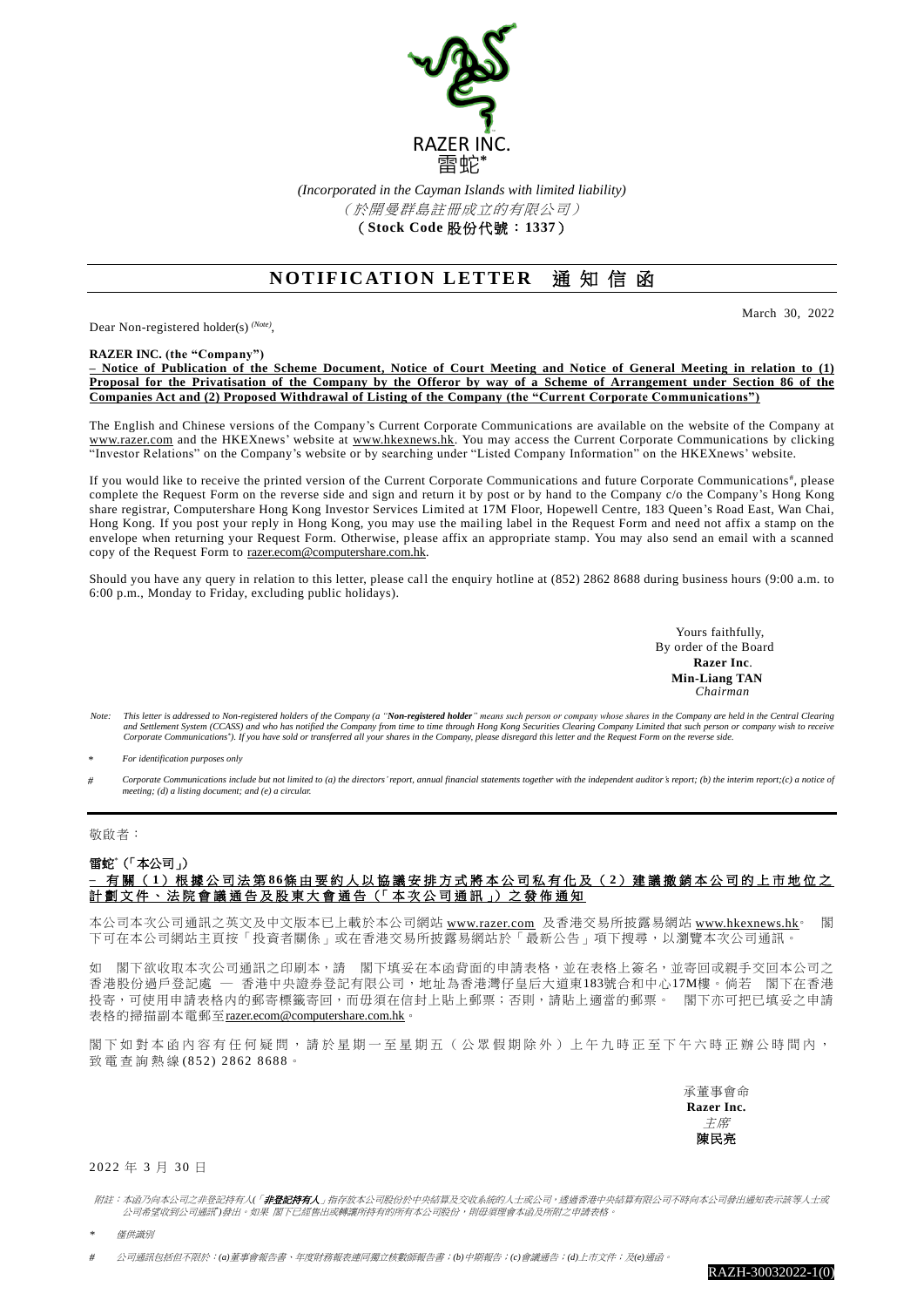RAZER INC.
雷蛇*

*(Incorporated in the Cayman Islands with limited liability)*
*（於開曼群島註冊成立的有限公司）*
**（Stock Code 股份代號：1337）**

# NOTIFICATION LETTER 通知信函

March 30, 2022

Dear Non-registered holder(s) *(Note)*,

**RAZER INC. (the "Company")**
**– Notice of Publication of the Scheme Document, Notice of Court Meeting and Notice of General Meeting in relation to (1) Proposal for the Privatisation of the Company by the Offeror by way of a Scheme of Arrangement under Section 86 of the Companies Act and (2) Proposed Withdrawal of Listing of the Company (the "Current Corporate Communications")**

The English and Chinese versions of the Company's Current Corporate Communications are available on the website of the Company at www.razer.com and the HKEXnews' website at www.hkexnews.hk. You may access the Current Corporate Communications by clicking "Investor Relations" on the Company's website or by searching under "Listed Company Information" on the HKEXnews' website.

If you would like to receive the printed version of the Current Corporate Communications and future Corporate Communications#, please complete the Request Form on the reverse side and sign and return it by post or by hand to the Company c/o the Company's Hong Kong share registrar, Computershare Hong Kong Investor Services Limited at 17M Floor, Hopewell Centre, 183 Queen's Road East, Wan Chai, Hong Kong. If you post your reply in Hong Kong, you may use the mailing label in the Request Form and need not affix a stamp on the envelope when returning your Request Form. Otherwise, please affix an appropriate stamp. You may also send an email with a scanned copy of the Request Form to razer.ecom@computershare.com.hk.

Should you have any query in relation to this letter, please call the enquiry hotline at (852) 2862 8688 during business hours (9:00 a.m. to 6:00 p.m., Monday to Friday, excluding public holidays).

Yours faithfully,
By order of the Board
**Razer Inc.**
**Min-Liang TAN**
*Chairman*

*Note: This letter is addressed to Non-registered holders of the Company (a "**Non-registered holder**" means such person or company whose shares in the Company are held in the Central Clearing and Settlement System (CCASS) and who has notified the Company from time to time through Hong Kong Securities Clearing Company Limited that such person or company wish to receive Corporate Communications#). If you have sold or transferred all your shares in the Company, please disregard this letter and the Request Form on the reverse side.*

\* *For identification purposes only*

\# *Corporate Communications include but not limited to (a) the directors' report, annual financial statements together with the independent auditor's report; (b) the interim report;(c) a notice of meeting; (d) a listing document; and (e) a circular.*

---

敬啟者：

**雷蛇*（「本公司」）**
**– 有關（1）根據公司法第86條由要約人以協議安排方式將本公司私有化及（2）建議撤銷本公司的上市地位之計劃文件、法院會議通告及股東大會通告（「本次公司通訊」）之發佈通知**

本公司本次公司通訊之英文及中文版本已上載於本公司網站 www.razer.com 及香港交易所披露易網站 www.hkexnews.hk。 閣下可在本公司網站主頁按「投資者關係」或在香港交易所披露易網站於「最新公告」項下搜尋，以瀏覽本次公司通訊。

如 閣下欲收取本次公司通訊之印刷本，請 閣下填妥在本函背面的申請表格，並在表格上簽名，並寄回或親手交回本公司之香港股份過戶登記處 — 香港中央證券登記有限公司，地址為香港灣仔皇后大道東183號合和中心17M樓。倘若 閣下在香港投寄，可使用申請表格內的郵寄標籤寄回，而毋須在信封上貼上郵票；否則，請貼上適當的郵票。 閣下亦可把已填妥之申請表格的掃描副本電郵至razer.ecom@computershare.com.hk。

閣下如對本函內容有任何疑問，請於星期一至星期五（公眾假期除外）上午九時正至下午六時正辦公時間內，致電查詢熱線(852) 2862 8688。

承董事會命
**Razer Inc.**
*主席*
**陳民亮**

2022年3月30日

*附註：本函乃向本公司之非登記持有人(「**非登記持有人**」指存放本公司股份於中央結算及交收系統的人士或公司，透過香港中央結算有限公司不時向本公司發出通知表示該等人士或公司希望收到公司通訊#)發出。如果 閣下已經售出或轉讓所持有的所有本公司股份，則毋須理會本函及所附之申請表格。*

\* *僅供識別*

\# *公司通訊包括但不限於：(a)董事會報告書、年度財務報表連同獨立核數師報告書；(b)中期報告；(c)會議通告；(d)上市文件；及(e)通函。*

RAZH-30032022-1(0)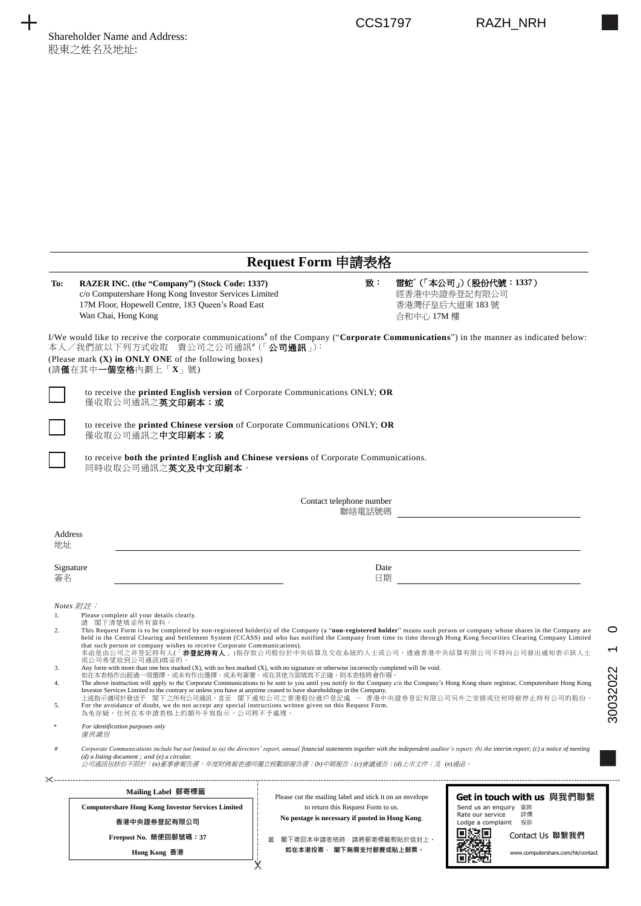Shareholder Name and Address:
股東之姓名及地址:

# Request Form 申請表格

**To:** **RAZER INC. (the "Company") (Stock Code: 1337)**
c/o Computershare Hong Kong Investor Services Limited
17M Floor, Hopewell Centre, 183 Queen's Road East
Wan Chai, Hong Kong

**致：** **雷蛇*（「本公司」）（股份代號：1337）**
經香港中央證券登記有限公司
香港灣仔皇后大道東 183 號
合和中心 17M 樓

I/We would like to receive the corporate communications# of the Company ("**Corporate Communications**") in the manner as indicated below:
本人／我們欲以下列方式收取 貴公司之公司通訊#（「**公司通訊**」）：
(Please mark **(X)** in **ONLY ONE** of the following boxes)
(請**僅**在其中**一個空格**內劃上「**X**」號)

☐ to receive the **printed English version** of Corporate Communications ONLY; **OR**
僅收取公司通訊之**英文印刷本；或**

☐ to receive the **printed Chinese version** of Corporate Communications ONLY; **OR**
僅收取公司通訊之**中文印刷本；或**

☐ to receive **both the printed English and Chinese versions** of Corporate Communications.
同時收取公司通訊之**英文及中文印刷本**。

Contact telephone number 聯絡電話號碼 ____________________

Address 地址 ____________________

Signature 簽名 ____________________ Date 日期 ____________________

*Notes 附註：*

1. Please complete all your details clearly.
請 閣下清楚填妥所有資料。
2. This Request Form is to be completed by non-registered holder(s) of the Company (a "**non-registered holder**" means such person or company whose shares in the Company are held in the Central Clearing and Settlement System (CCASS) and who has notified the Company from time to time through Hong Kong Securities Clearing Company Limited that such person or company wishes to receive Corporate Communications).
本函是由公司之非登記持有人(「**非登記持有人**」)指存放公司股份於中央結算及交收系統的人士或公司，透過香港中央結算有限公司不時向公司發出通知表示該人士或公司希望收到公司通訊)填妥的。
3. Any form with more than one box marked (X), with no box marked (X), with no signature or otherwise incorrectly completed will be void.
如在本表格作出超過一項選擇、或未有作出選擇、或未有簽署、或在其他方面填寫不正確，則本表格將會作廢。
4. The above instruction will apply to the Corporate Communications to be sent to you until you notify to the Company c/o the Company's Hong Kong share registrar, Computershare Hong Kong Investor Services Limited to the contrary or unless you have at anytime ceased to have shareholdings in the Company.
上述指示適用於發送予 閣下之所有公司通訊，直至 閣下通知公司之香港股份過戶登記處 — 香港中央證券登記有限公司另外之安排或任何時候停止持有公司的股份。
5. For the avoidance of doubt, we do not accept any special instructions written given on this Request Form.
為免存疑，任何在本申請表格上的額外手寫指示，公司將不予處理。

\* *For identification purposes only*
*僅供識別*

\# *Corporate Communications include but not limited to (a) the directors' report, annual financial statements together with the independent auditor's report; (b) the interim report; (c) a notice of meeting (d) a listing document ; and (e) a circular.*
*公司通訊包括但不限於：(a)董事會報告書、年度財務報表連同獨立核數師報告書；(b)中期報告；(c)會議通告；(d)上市文件；及 (e)通函。*

---

**Mailing Label 郵寄標籤**

**Computershare Hong Kong Investor Services Limited**
**香港中央證券登記有限公司**
**Freepost No. 簡便回郵號碼：37**
**Hong Kong 香港**

Please cut the mailing label and stick it on an envelope to return this Request Form to us.
**No postage is necessary if posted in Hong Kong.**

當 閣下寄回本申請表格時，請將郵寄標籤剪貼於信封上。
**如在本港投寄， 閣下無需支付郵費或貼上郵票。**

**Get in touch with us 與我們聯繫**
Send us an enquiry 垂詢
Rate our service 評價
Lodge a complaint 投訴
Contact Us 聯繫我們
www.computershare.com/hk/contact